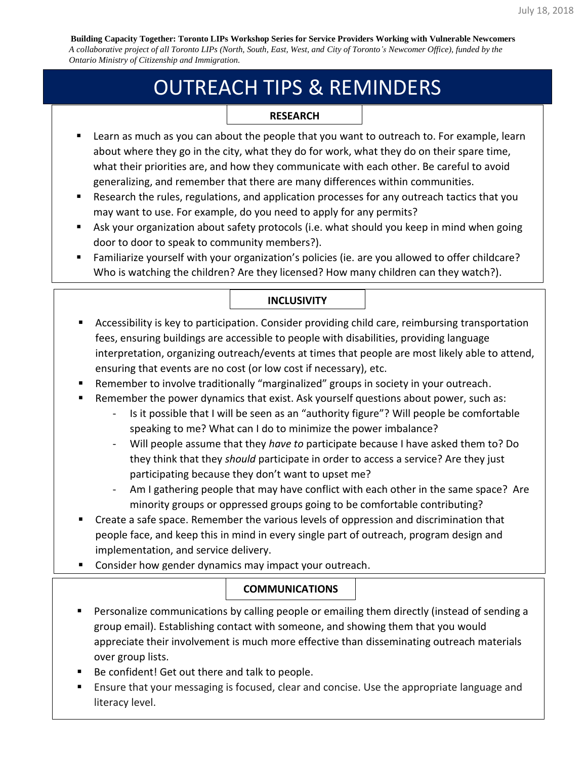**Building Capacity Together: Toronto LIPs Workshop Series for Service Providers Working with Vulnerable Newcomers**

*A collaborative project of all Toronto LIPs (North, South, East, West, and City of Toronto's Newcomer Office), funded by the Ontario Ministry of Citizenship and Immigration.*

# OUTREACH TIPS & REMINDERS

## RESEARCH

- Learn as much as you can about the people that you want to outreach to. For example, learn about where they go in the city, what they do for work, what they do on their spare time, what their priorities are, and how they communicate with each other. Be careful to avoid generalizing, and remember that there are many differences within communities.
- Research the rules, regulations, and application processes for any outreach tactics that you may want to use. For example, do you need to apply for any permits?
- Ask your organization about safety protocols (i.e. what should you keep in mind when going door to door to speak to community members?).
- Familiarize yourself with your organization's policies (ie. are you allowed to offer childcare? Who is watching the children? Are they licensed? How many children can they watch?).

## INCLUSIVITY

- Accessibility is key to participation. Consider providing child care, reimbursing transportation fees, ensuring buildings are accessible to people with disabilities, providing language interpretation, organizing outreach/events at times that people are most likely able to attend, ensuring that events are no cost (or low cost if necessary), etc.
- Remember to involve traditionally "marginalized" groups in society in your outreach.
- Remember the power dynamics that exist. Ask yourself questions about power, such as:
    - Is it possible that I will be seen as an "authority figure"? Will people be comfortable speaking to me? What can I do to minimize the power imbalance?
    - Will people assume that they *have to* participate because I have asked them to? Do they think that they *should* participate in order to access a service? Are they just participating because they don't want to upset me?
    - Am I gathering people that may have conflict with each other in the same space? Are minority groups or oppressed groups going to be comfortable contributing?
- Create a safe space. Remember the various levels of oppression and discrimination that people face, and keep this in mind in every single part of outreach, program design and implementation, and service delivery.
- Consider how gender dynamics may impact your outreach.

## COMMUNICATIONS

- Personalize communications by calling people or emailing them directly (instead of sending a group email). Establishing contact with someone, and showing them that you would appreciate their involvement is much more effective than disseminating outreach materials over group lists.
- Be confident! Get out there and talk to people.
- Ensure that your messaging is focused, clear and concise. Use the appropriate language and literacy level.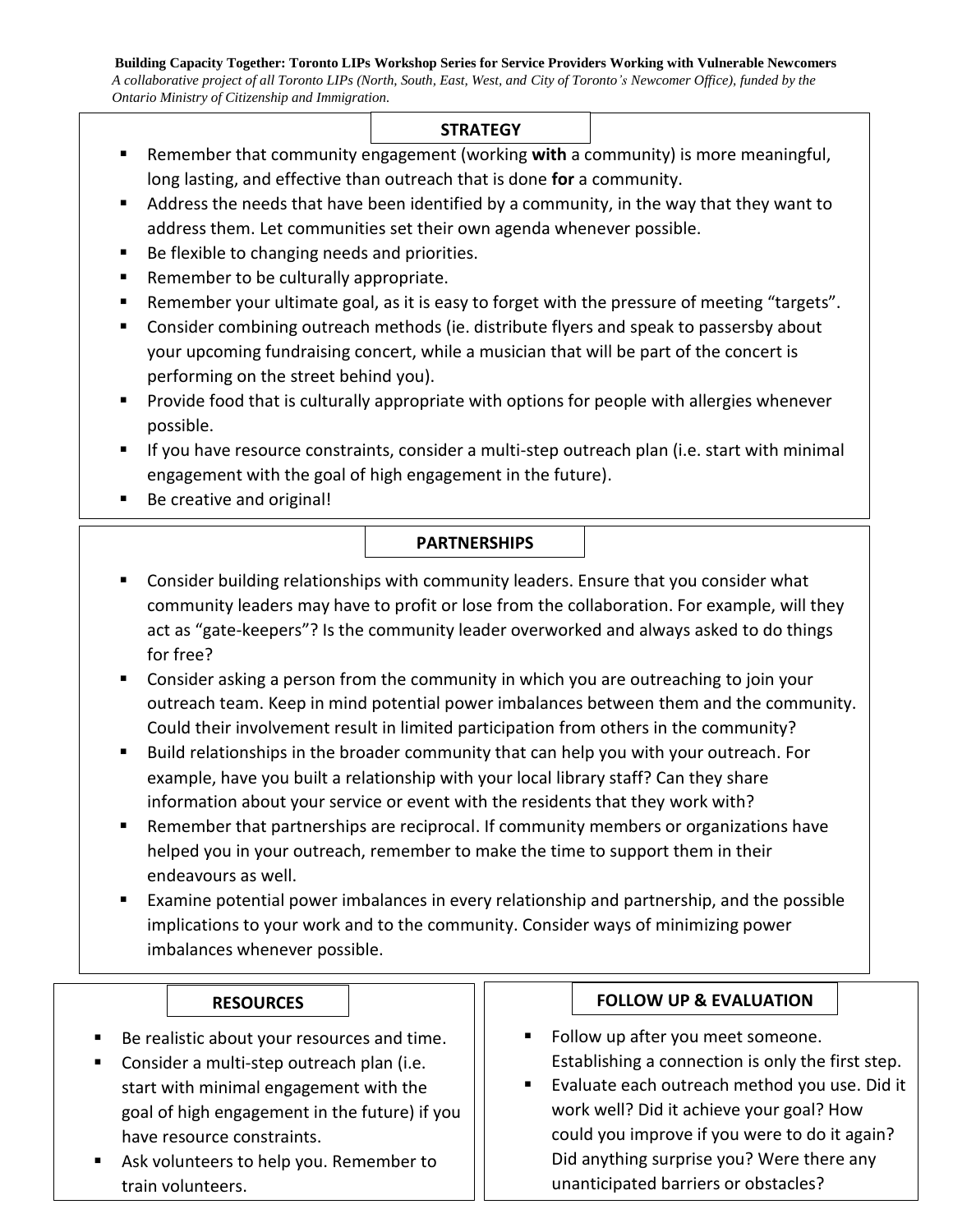**Building Capacity Together: Toronto LIPs Workshop Series for Service Providers Working with Vulnerable Newcomers**

*A collaborative project of all Toronto LIPs (North, South, East, West, and City of Toronto's Newcomer Office), funded by the Ontario Ministry of Citizenship and Immigration.*

## STRATEGY

- Remember that community engagement (working **with** a community) is more meaningful, long lasting, and effective than outreach that is done **for** a community.
- Address the needs that have been identified by a community, in the way that they want to address them. Let communities set their own agenda whenever possible.
- Be flexible to changing needs and priorities.
- Remember to be culturally appropriate.
- Remember your ultimate goal, as it is easy to forget with the pressure of meeting "targets".
- Consider combining outreach methods (ie. distribute flyers and speak to passersby about your upcoming fundraising concert, while a musician that will be part of the concert is performing on the street behind you).
- Provide food that is culturally appropriate with options for people with allergies whenever possible.
- If you have resource constraints, consider a multi-step outreach plan (i.e. start with minimal engagement with the goal of high engagement in the future).
- Be creative and original!

## PARTNERSHIPS

- Consider building relationships with community leaders. Ensure that you consider what community leaders may have to profit or lose from the collaboration. For example, will they act as "gate-keepers"? Is the community leader overworked and always asked to do things for free?
- Consider asking a person from the community in which you are outreaching to join your outreach team. Keep in mind potential power imbalances between them and the community. Could their involvement result in limited participation from others in the community?
- Build relationships in the broader community that can help you with your outreach. For example, have you built a relationship with your local library staff? Can they share information about your service or event with the residents that they work with?
- Remember that partnerships are reciprocal. If community members or organizations have helped you in your outreach, remember to make the time to support them in their endeavours as well.
- Examine potential power imbalances in every relationship and partnership, and the possible implications to your work and to the community. Consider ways of minimizing power imbalances whenever possible.

## RESOURCES

- Be realistic about your resources and time.
- Consider a multi-step outreach plan (i.e. start with minimal engagement with the goal of high engagement in the future) if you have resource constraints.
- Ask volunteers to help you. Remember to train volunteers.

## FOLLOW UP & EVALUATION

- Follow up after you meet someone. Establishing a connection is only the first step.
- Evaluate each outreach method you use. Did it work well? Did it achieve your goal? How could you improve if you were to do it again? Did anything surprise you? Were there any unanticipated barriers or obstacles?